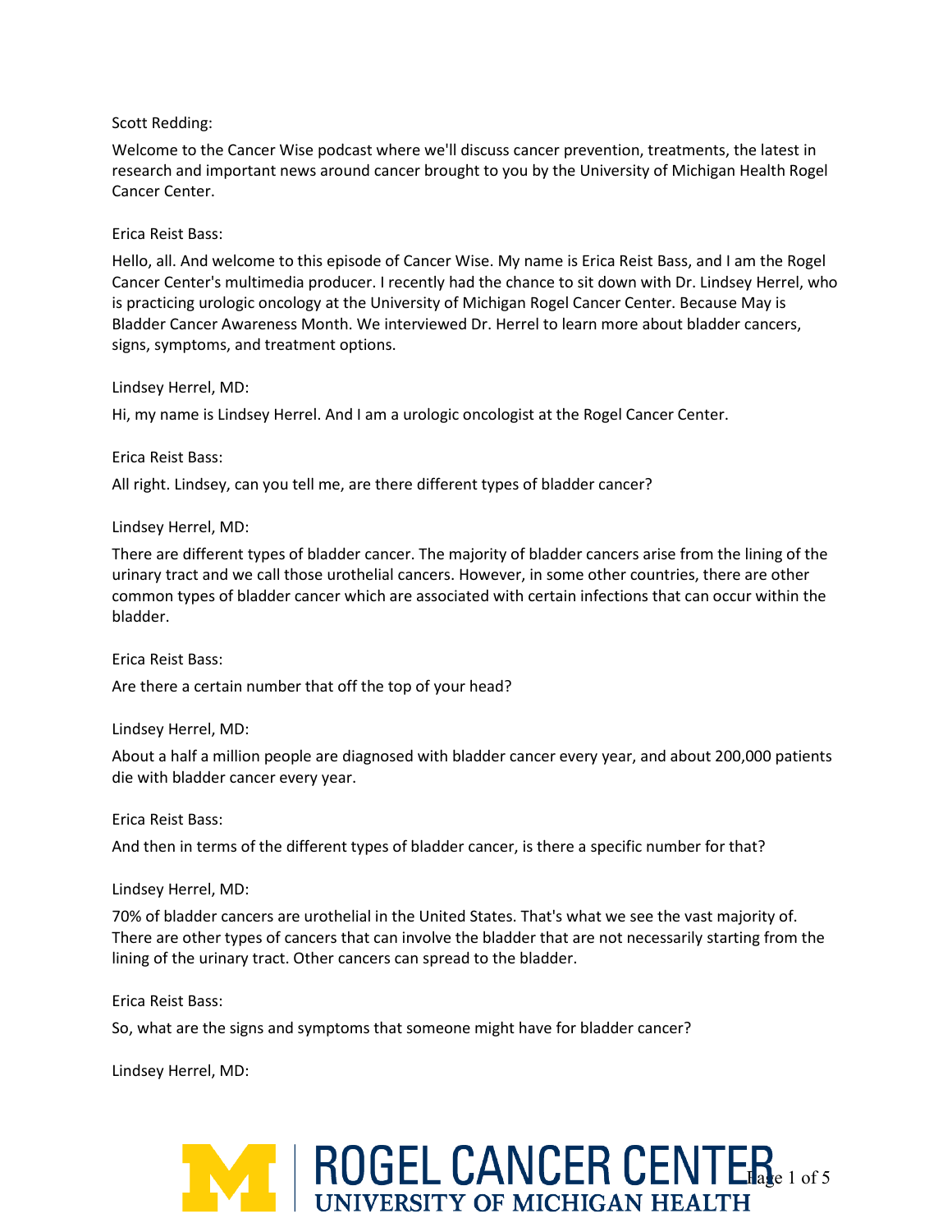Scott Redding:

Welcome to the Cancer Wise podcast where we'll discuss cancer prevention, treatments, the latest in research and important news around cancer brought to you by the University of Michigan Health Rogel Cancer Center.

Erica Reist Bass:

Hello, all. And welcome to this episode of Cancer Wise. My name is Erica Reist Bass, and I am the Rogel Cancer Center's multimedia producer. I recently had the chance to sit down with Dr. Lindsey Herrel, who is practicing urologic oncology at the University of Michigan Rogel Cancer Center. Because May is Bladder Cancer Awareness Month. We interviewed Dr. Herrel to learn more about bladder cancers, signs, symptoms, and treatment options.

Lindsey Herrel, MD:

Hi, my name is Lindsey Herrel. And I am a urologic oncologist at the Rogel Cancer Center.

Erica Reist Bass:

All right. Lindsey, can you tell me, are there different types of bladder cancer?

Lindsey Herrel, MD:

There are different types of bladder cancer. The majority of bladder cancers arise from the lining of the urinary tract and we call those urothelial cancers. However, in some other countries, there are other common types of bladder cancer which are associated with certain infections that can occur within the bladder.

Erica Reist Bass:

Are there a certain number that off the top of your head?

Lindsey Herrel, MD:

About a half a million people are diagnosed with bladder cancer every year, and about 200,000 patients die with bladder cancer every year.

Erica Reist Bass:

And then in terms of the different types of bladder cancer, is there a specific number for that?

Lindsey Herrel, MD:

70% of bladder cancers are urothelial in the United States. That's what we see the vast majority of. There are other types of cancers that can involve the bladder that are not necessarily starting from the lining of the urinary tract. Other cancers can spread to the bladder.

Erica Reist Bass:

So, what are the signs and symptoms that someone might have for bladder cancer?

Lindsey Herrel, MD: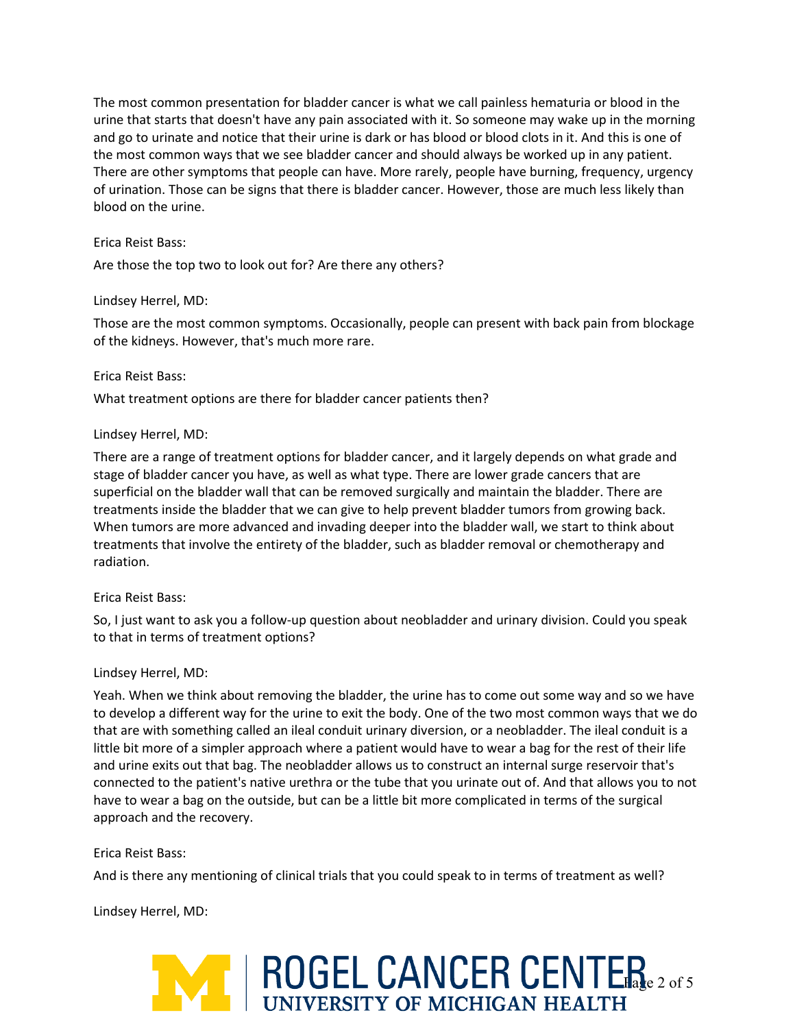The most common presentation for bladder cancer is what we call painless hematuria or blood in the urine that starts that doesn't have any pain associated with it. So someone may wake up in the morning and go to urinate and notice that their urine is dark or has blood or blood clots in it. And this is one of the most common ways that we see bladder cancer and should always be worked up in any patient. There are other symptoms that people can have. More rarely, people have burning, frequency, urgency of urination. Those can be signs that there is bladder cancer. However, those are much less likely than blood on the urine.

Erica Reist Bass:

Are those the top two to look out for? Are there any others?

Lindsey Herrel, MD:

Those are the most common symptoms. Occasionally, people can present with back pain from blockage of the kidneys. However, that's much more rare.

Erica Reist Bass:

What treatment options are there for bladder cancer patients then?

Lindsey Herrel, MD:

There are a range of treatment options for bladder cancer, and it largely depends on what grade and stage of bladder cancer you have, as well as what type. There are lower grade cancers that are superficial on the bladder wall that can be removed surgically and maintain the bladder. There are treatments inside the bladder that we can give to help prevent bladder tumors from growing back. When tumors are more advanced and invading deeper into the bladder wall, we start to think about treatments that involve the entirety of the bladder, such as bladder removal or chemotherapy and radiation.

Erica Reist Bass:

So, I just want to ask you a follow-up question about neobladder and urinary division. Could you speak to that in terms of treatment options?

Lindsey Herrel, MD:

Yeah. When we think about removing the bladder, the urine has to come out some way and so we have to develop a different way for the urine to exit the body. One of the two most common ways that we do that are with something called an ileal conduit urinary diversion, or a neobladder. The ileal conduit is a little bit more of a simpler approach where a patient would have to wear a bag for the rest of their life and urine exits out that bag. The neobladder allows us to construct an internal surge reservoir that's connected to the patient's native urethra or the tube that you urinate out of. And that allows you to not have to wear a bag on the outside, but can be a little bit more complicated in terms of the surgical approach and the recovery.

Erica Reist Bass:

And is there any mentioning of clinical trials that you could speak to in terms of treatment as well?

Lindsey Herrel, MD: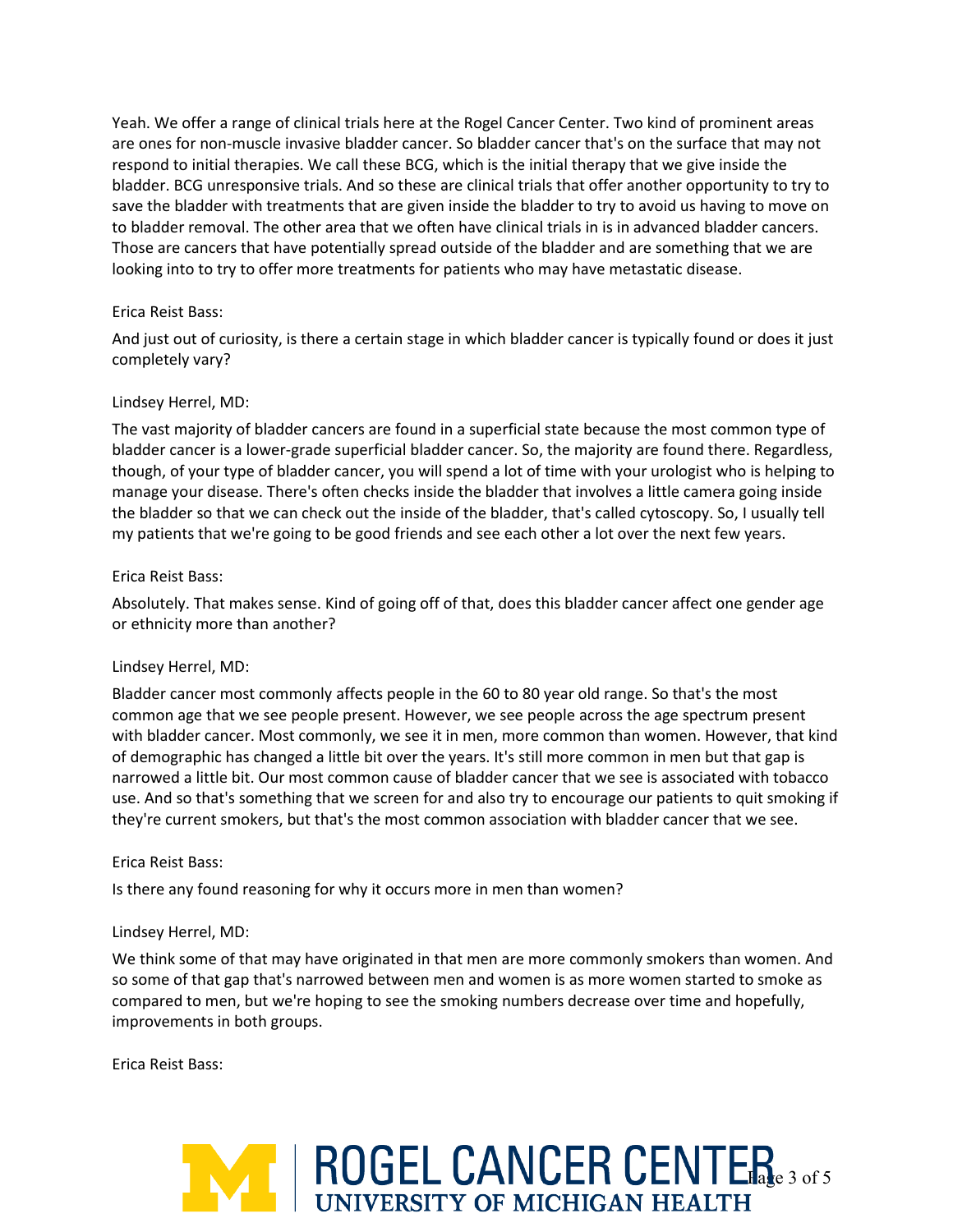Yeah. We offer a range of clinical trials here at the Rogel Cancer Center. Two kind of prominent areas are ones for non-muscle invasive bladder cancer. So bladder cancer that's on the surface that may not respond to initial therapies. We call these BCG, which is the initial therapy that we give inside the bladder. BCG unresponsive trials. And so these are clinical trials that offer another opportunity to try to save the bladder with treatments that are given inside the bladder to try to avoid us having to move on to bladder removal. The other area that we often have clinical trials in is in advanced bladder cancers. Those are cancers that have potentially spread outside of the bladder and are something that we are looking into to try to offer more treatments for patients who may have metastatic disease.

Erica Reist Bass:

And just out of curiosity, is there a certain stage in which bladder cancer is typically found or does it just completely vary?

Lindsey Herrel, MD:

The vast majority of bladder cancers are found in a superficial state because the most common type of bladder cancer is a lower-grade superficial bladder cancer. So, the majority are found there. Regardless, though, of your type of bladder cancer, you will spend a lot of time with your urologist who is helping to manage your disease. There's often checks inside the bladder that involves a little camera going inside the bladder so that we can check out the inside of the bladder, that's called cytoscopy. So, I usually tell my patients that we're going to be good friends and see each other a lot over the next few years.

Erica Reist Bass:

Absolutely. That makes sense. Kind of going off of that, does this bladder cancer affect one gender age or ethnicity more than another?

Lindsey Herrel, MD:

Bladder cancer most commonly affects people in the 60 to 80 year old range. So that's the most common age that we see people present. However, we see people across the age spectrum present with bladder cancer. Most commonly, we see it in men, more common than women. However, that kind of demographic has changed a little bit over the years. It's still more common in men but that gap is narrowed a little bit. Our most common cause of bladder cancer that we see is associated with tobacco use. And so that's something that we screen for and also try to encourage our patients to quit smoking if they're current smokers, but that's the most common association with bladder cancer that we see.

Erica Reist Bass:

Is there any found reasoning for why it occurs more in men than women?

Lindsey Herrel, MD:

We think some of that may have originated in that men are more commonly smokers than women. And so some of that gap that's narrowed between men and women is as more women started to smoke as compared to men, but we're hoping to see the smoking numbers decrease over time and hopefully, improvements in both groups.

Erica Reist Bass: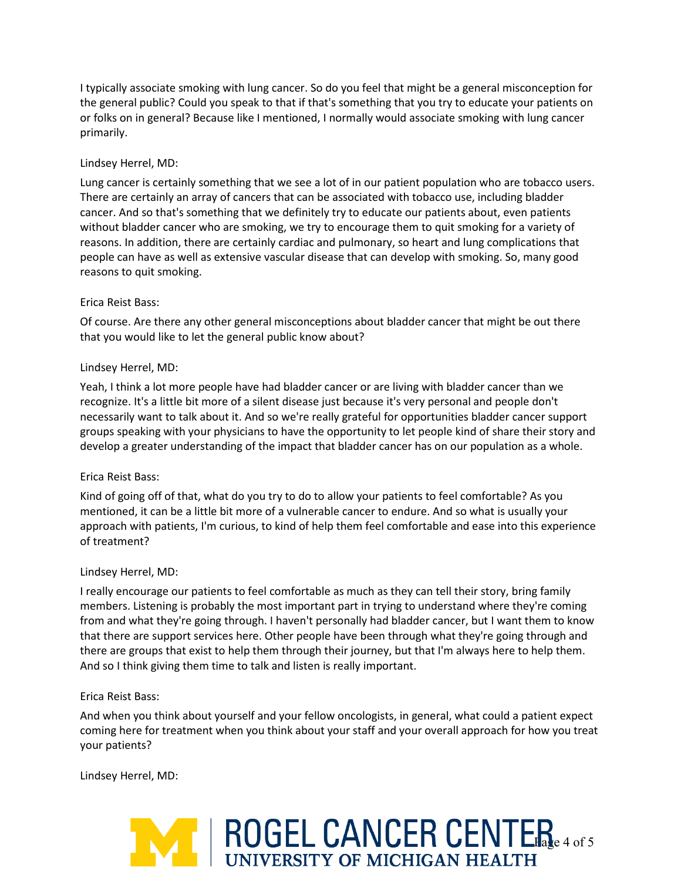I typically associate smoking with lung cancer. So do you feel that might be a general misconception for the general public? Could you speak to that if that's something that you try to educate your patients on or folks on in general? Because like I mentioned, I normally would associate smoking with lung cancer primarily.

Lindsey Herrel, MD:

Lung cancer is certainly something that we see a lot of in our patient population who are tobacco users. There are certainly an array of cancers that can be associated with tobacco use, including bladder cancer. And so that's something that we definitely try to educate our patients about, even patients without bladder cancer who are smoking, we try to encourage them to quit smoking for a variety of reasons. In addition, there are certainly cardiac and pulmonary, so heart and lung complications that people can have as well as extensive vascular disease that can develop with smoking. So, many good reasons to quit smoking.

Erica Reist Bass:

Of course. Are there any other general misconceptions about bladder cancer that might be out there that you would like to let the general public know about?

Lindsey Herrel, MD:

Yeah, I think a lot more people have had bladder cancer or are living with bladder cancer than we recognize. It's a little bit more of a silent disease just because it's very personal and people don't necessarily want to talk about it. And so we're really grateful for opportunities bladder cancer support groups speaking with your physicians to have the opportunity to let people kind of share their story and develop a greater understanding of the impact that bladder cancer has on our population as a whole.

Erica Reist Bass:

Kind of going off of that, what do you try to do to allow your patients to feel comfortable? As you mentioned, it can be a little bit more of a vulnerable cancer to endure. And so what is usually your approach with patients, I'm curious, to kind of help them feel comfortable and ease into this experience of treatment?

Lindsey Herrel, MD:

I really encourage our patients to feel comfortable as much as they can tell their story, bring family members. Listening is probably the most important part in trying to understand where they're coming from and what they're going through. I haven't personally had bladder cancer, but I want them to know that there are support services here. Other people have been through what they're going through and there are groups that exist to help them through their journey, but that I'm always here to help them. And so I think giving them time to talk and listen is really important.

Erica Reist Bass:

And when you think about yourself and your fellow oncologists, in general, what could a patient expect coming here for treatment when you think about your staff and your overall approach for how you treat your patients?

Lindsey Herrel, MD: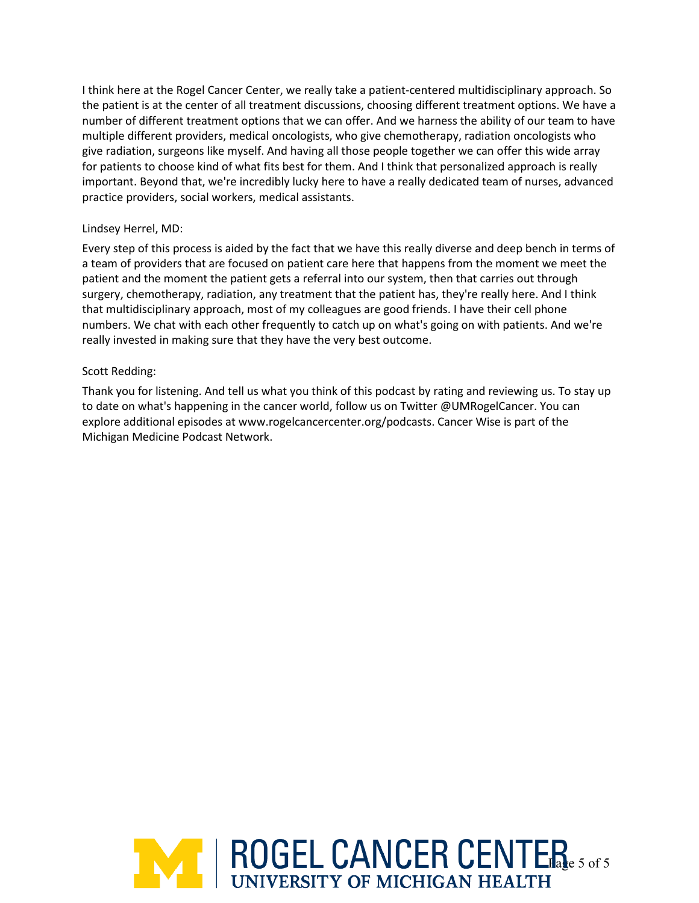I think here at the Rogel Cancer Center, we really take a patient-centered multidisciplinary approach. So the patient is at the center of all treatment discussions, choosing different treatment options. We have a number of different treatment options that we can offer. And we harness the ability of our team to have multiple different providers, medical oncologists, who give chemotherapy, radiation oncologists who give radiation, surgeons like myself. And having all those people together we can offer this wide array for patients to choose kind of what fits best for them. And I think that personalized approach is really important. Beyond that, we're incredibly lucky here to have a really dedicated team of nurses, advanced practice providers, social workers, medical assistants.

Lindsey Herrel, MD:

Every step of this process is aided by the fact that we have this really diverse and deep bench in terms of a team of providers that are focused on patient care here that happens from the moment we meet the patient and the moment the patient gets a referral into our system, then that carries out through surgery, chemotherapy, radiation, any treatment that the patient has, they're really here. And I think that multidisciplinary approach, most of my colleagues are good friends. I have their cell phone numbers. We chat with each other frequently to catch up on what's going on with patients. And we're really invested in making sure that they have the very best outcome.

Scott Redding:

Thank you for listening. And tell us what you think of this podcast by rating and reviewing us. To stay up to date on what's happening in the cancer world, follow us on Twitter @UMRogelCancer. You can explore additional episodes at www.rogelcancercenter.org/podcasts. Cancer Wise is part of the Michigan Medicine Podcast Network.